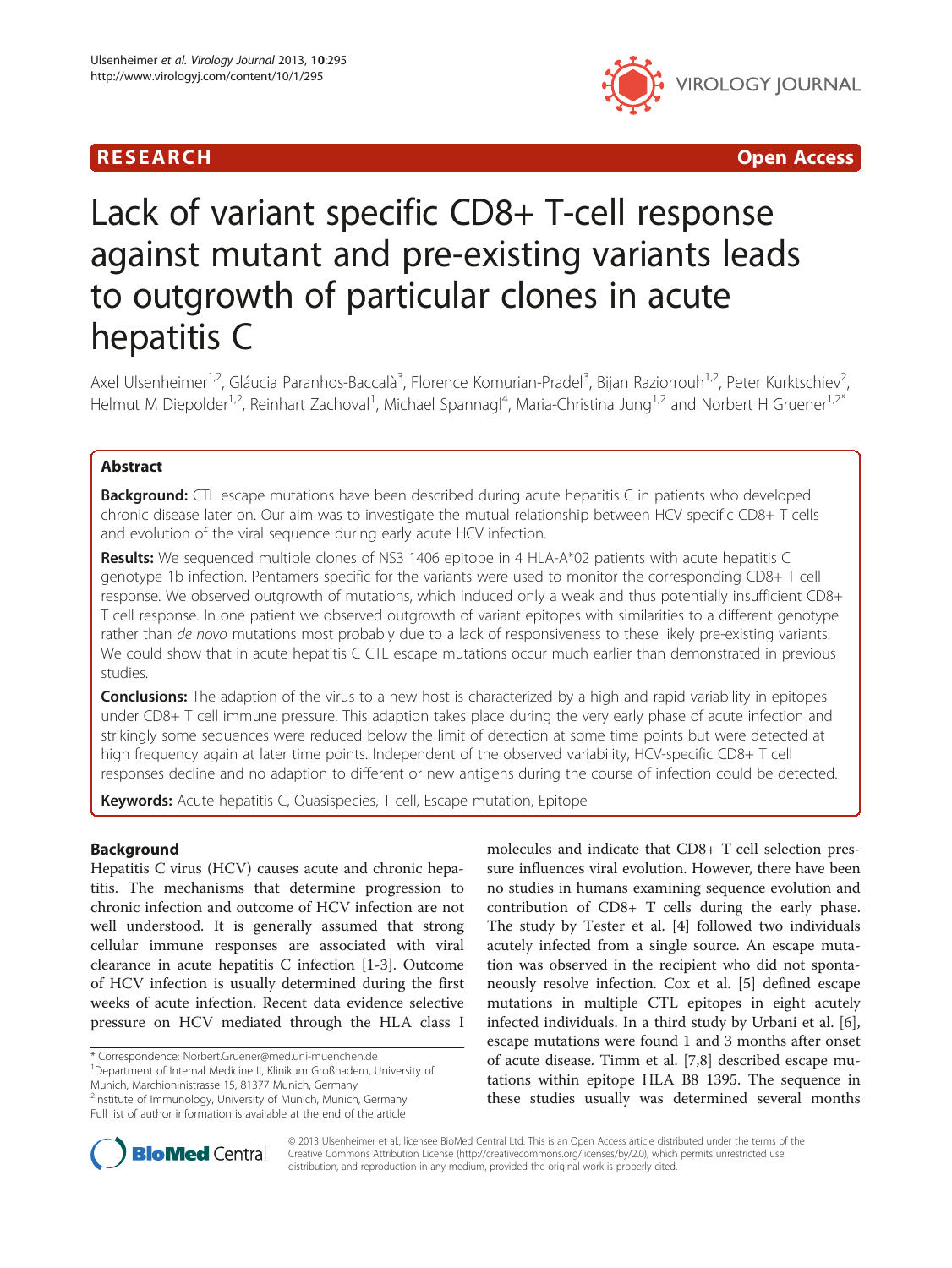RESEARCH Open Access

# Lack of variant specific CD8+ T-cell response against mutant and pre-existing variants leads to outgrowth of particular clones in acute hepatitis C

Axel Ulsenheimer[1,2], Gláucia Paranhos-Baccalà[3], Florence Komurian-Pradel[3], Bijan Raziorrouh[1,2], Peter Kurktschiev[2], Helmut M Diepolder[1,2], Reinhart Zachoval[1], Michael Spannagl[4], Maria-Christina Jung[1,2] and Norbert H Gruener[1,2*]

## Abstract

**Background:** CTL escape mutations have been described during acute hepatitis C in patients who developed chronic disease later on. Our aim was to investigate the mutual relationship between HCV specific CD8+ T cells and evolution of the viral sequence during early acute HCV infection.

**Results:** We sequenced multiple clones of NS3 1406 epitope in 4 HLA-A*02 patients with acute hepatitis C genotype 1b infection. Pentamers specific for the variants were used to monitor the corresponding CD8+ T cell response. We observed outgrowth of mutations, which induced only a weak and thus potentially insufficient CD8+ T cell response. In one patient we observed outgrowth of variant epitopes with similarities to a different genotype rather than *de novo* mutations most probably due to a lack of responsiveness to these likely pre-existing variants. We could show that in acute hepatitis C CTL escape mutations occur much earlier than demonstrated in previous studies.

**Conclusions:** The adaption of the virus to a new host is characterized by a high and rapid variability in epitopes under CD8+ T cell immune pressure. This adaption takes place during the very early phase of acute infection and strikingly some sequences were reduced below the limit of detection at some time points but were detected at high frequency again at later time points. Independent of the observed variability, HCV-specific CD8+ T cell responses decline and no adaption to different or new antigens during the course of infection could be detected.

**Keywords:** Acute hepatitis C, Quasispecies, T cell, Escape mutation, Epitope

## Background

Hepatitis C virus (HCV) causes acute and chronic hepatitis. The mechanisms that determine progression to chronic infection and outcome of HCV infection are not well understood. It is generally assumed that strong cellular immune responses are associated with viral clearance in acute hepatitis C infection [1-3]. Outcome of HCV infection is usually determined during the first weeks of acute infection. Recent data evidence selective pressure on HCV mediated through the HLA class I molecules and indicate that CD8+ T cell selection pressure influences viral evolution. However, there have been no studies in humans examining sequence evolution and contribution of CD8+ T cells during the early phase. The study by Tester et al. [4] followed two individuals acutely infected from a single source. An escape mutation was observed in the recipient who did not spontaneously resolve infection. Cox et al. [5] defined escape mutations in multiple CTL epitopes in eight acutely infected individuals. In a third study by Urbani et al. [6], escape mutations were found 1 and 3 months after onset of acute disease. Timm et al. [7,8] described escape mutations within epitope HLA B8 1395. The sequence in these studies usually was determined several months

\* Correspondence: Norbert.Gruener@med.uni-muenchen.de
[1]Department of Internal Medicine II, Klinikum Großhadern, University of Munich, Marchioninistrasse 15, 81377 Munich, Germany
[2]Institute of Immunology, University of Munich, Munich, Germany
Full list of author information is available at the end of the article

© 2013 Ulsenheimer et al.; licensee BioMed Central Ltd. This is an Open Access article distributed under the terms of the Creative Commons Attribution License (http://creativecommons.org/licenses/by/2.0), which permits unrestricted use, distribution, and reproduction in any medium, provided the original work is properly cited.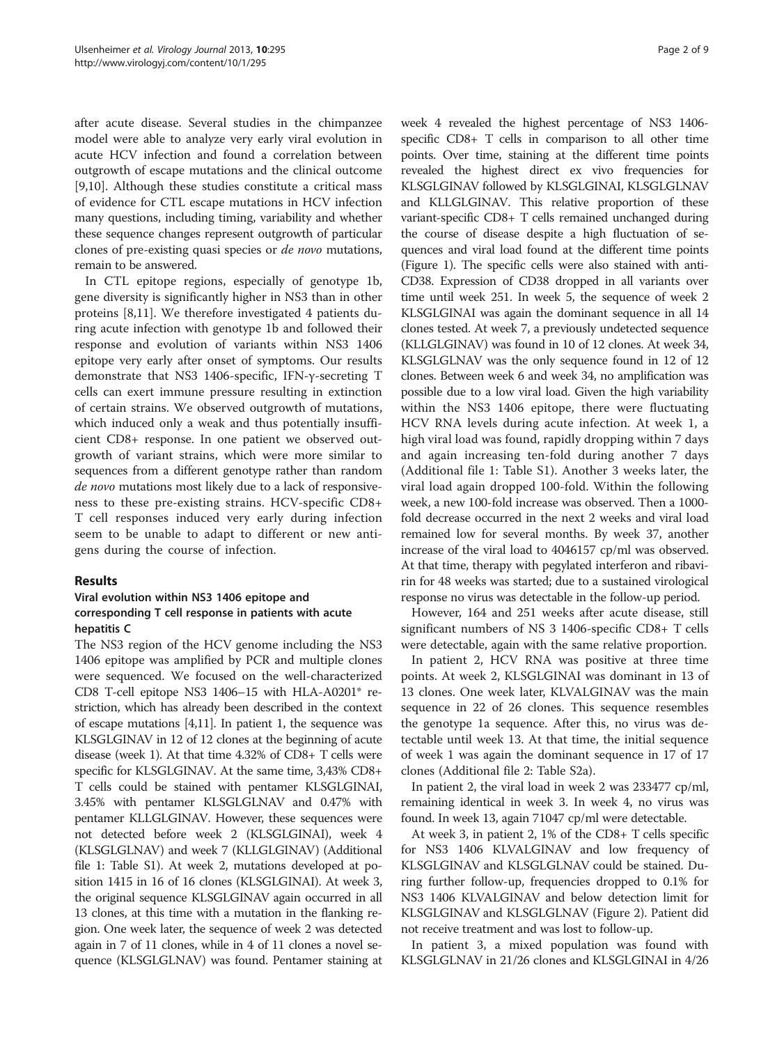after acute disease. Several studies in the chimpanzee model were able to analyze very early viral evolution in acute HCV infection and found a correlation between outgrowth of escape mutations and the clinical outcome [9,10]. Although these studies constitute a critical mass of evidence for CTL escape mutations in HCV infection many questions, including timing, variability and whether these sequence changes represent outgrowth of particular clones of pre-existing quasi species or *de novo* mutations, remain to be answered.

In CTL epitope regions, especially of genotype 1b, gene diversity is significantly higher in NS3 than in other proteins [8,11]. We therefore investigated 4 patients during acute infection with genotype 1b and followed their response and evolution of variants within NS3 1406 epitope very early after onset of symptoms. Our results demonstrate that NS3 1406-specific, IFN-γ-secreting T cells can exert immune pressure resulting in extinction of certain strains. We observed outgrowth of mutations, which induced only a weak and thus potentially insufficient CD8+ response. In one patient we observed outgrowth of variant strains, which were more similar to sequences from a different genotype rather than random *de novo* mutations most likely due to a lack of responsiveness to these pre-existing strains. HCV-specific CD8+ T cell responses induced very early during infection seem to be unable to adapt to different or new antigens during the course of infection.

## Results

### Viral evolution within NS3 1406 epitope and corresponding T cell response in patients with acute hepatitis C

The NS3 region of the HCV genome including the NS3 1406 epitope was amplified by PCR and multiple clones were sequenced. We focused on the well-characterized CD8 T-cell epitope NS3 1406–15 with HLA-A0201* restriction, which has already been described in the context of escape mutations [4,11]. In patient 1, the sequence was KLSGLGINAV in 12 of 12 clones at the beginning of acute disease (week 1). At that time 4.32% of CD8+ T cells were specific for KLSGLGINAV. At the same time, 3,43% CD8+ T cells could be stained with pentamer KLSGLGINAI, 3.45% with pentamer KLSGLGLNAV and 0.47% with pentamer KLLGLGINAV. However, these sequences were not detected before week 2 (KLSGLGINAI), week 4 (KLSGLGLNAV) and week 7 (KLLGLGINAV) (Additional file 1: Table S1). At week 2, mutations developed at position 1415 in 16 of 16 clones (KLSGLGINAI). At week 3, the original sequence KLSGLGINAV again occurred in all 13 clones, at this time with a mutation in the flanking region. One week later, the sequence of week 2 was detected again in 7 of 11 clones, while in 4 of 11 clones a novel sequence (KLSGLGLNAV) was found. Pentamer staining at week 4 revealed the highest percentage of NS3 1406-specific CD8+ T cells in comparison to all other time points. Over time, staining at the different time points revealed the highest direct ex vivo frequencies for KLSGLGINAV followed by KLSGLGINAI, KLSGLGLNAV and KLLGLGINAV. This relative proportion of these variant-specific CD8+ T cells remained unchanged during the course of disease despite a high fluctuation of sequences and viral load found at the different time points (Figure 1). The specific cells were also stained with anti-CD38. Expression of CD38 dropped in all variants over time until week 251. In week 5, the sequence of week 2 KLSGLGINAI was again the dominant sequence in all 14 clones tested. At week 7, a previously undetected sequence (KLLGLGINAV) was found in 10 of 12 clones. At week 34, KLSGLGLNAV was the only sequence found in 12 of 12 clones. Between week 6 and week 34, no amplification was possible due to a low viral load. Given the high variability within the NS3 1406 epitope, there were fluctuating HCV RNA levels during acute infection. At week 1, a high viral load was found, rapidly dropping within 7 days and again increasing ten-fold during another 7 days (Additional file 1: Table S1). Another 3 weeks later, the viral load again dropped 100-fold. Within the following week, a new 100-fold increase was observed. Then a 1000-fold decrease occurred in the next 2 weeks and viral load remained low for several months. By week 37, another increase of the viral load to 4046157 cp/ml was observed. At that time, therapy with pegylated interferon and ribavirin for 48 weeks was started; due to a sustained virological response no virus was detectable in the follow-up period.

However, 164 and 251 weeks after acute disease, still significant numbers of NS 3 1406-specific CD8+ T cells were detectable, again with the same relative proportion.

In patient 2, HCV RNA was positive at three time points. At week 2, KLSGLGINAI was dominant in 13 of 13 clones. One week later, KLVALGINAV was the main sequence in 22 of 26 clones. This sequence resembles the genotype 1a sequence. After this, no virus was detectable until week 13. At that time, the initial sequence of week 1 was again the dominant sequence in 17 of 17 clones (Additional file 2: Table S2a).

In patient 2, the viral load in week 2 was 233477 cp/ml, remaining identical in week 3. In week 4, no virus was found. In week 13, again 71047 cp/ml were detectable.

At week 3, in patient 2, 1% of the CD8+ T cells specific for NS3 1406 KLVALGINAV and low frequency of KLSGLGINAV and KLSGLGLNAV could be stained. During further follow-up, frequencies dropped to 0.1% for NS3 1406 KLVALGINAV and below detection limit for KLSGLGINAV and KLSGLGLNAV (Figure 2). Patient did not receive treatment and was lost to follow-up.

In patient 3, a mixed population was found with KLSGLGLNAV in 21/26 clones and KLSGLGINAI in 4/26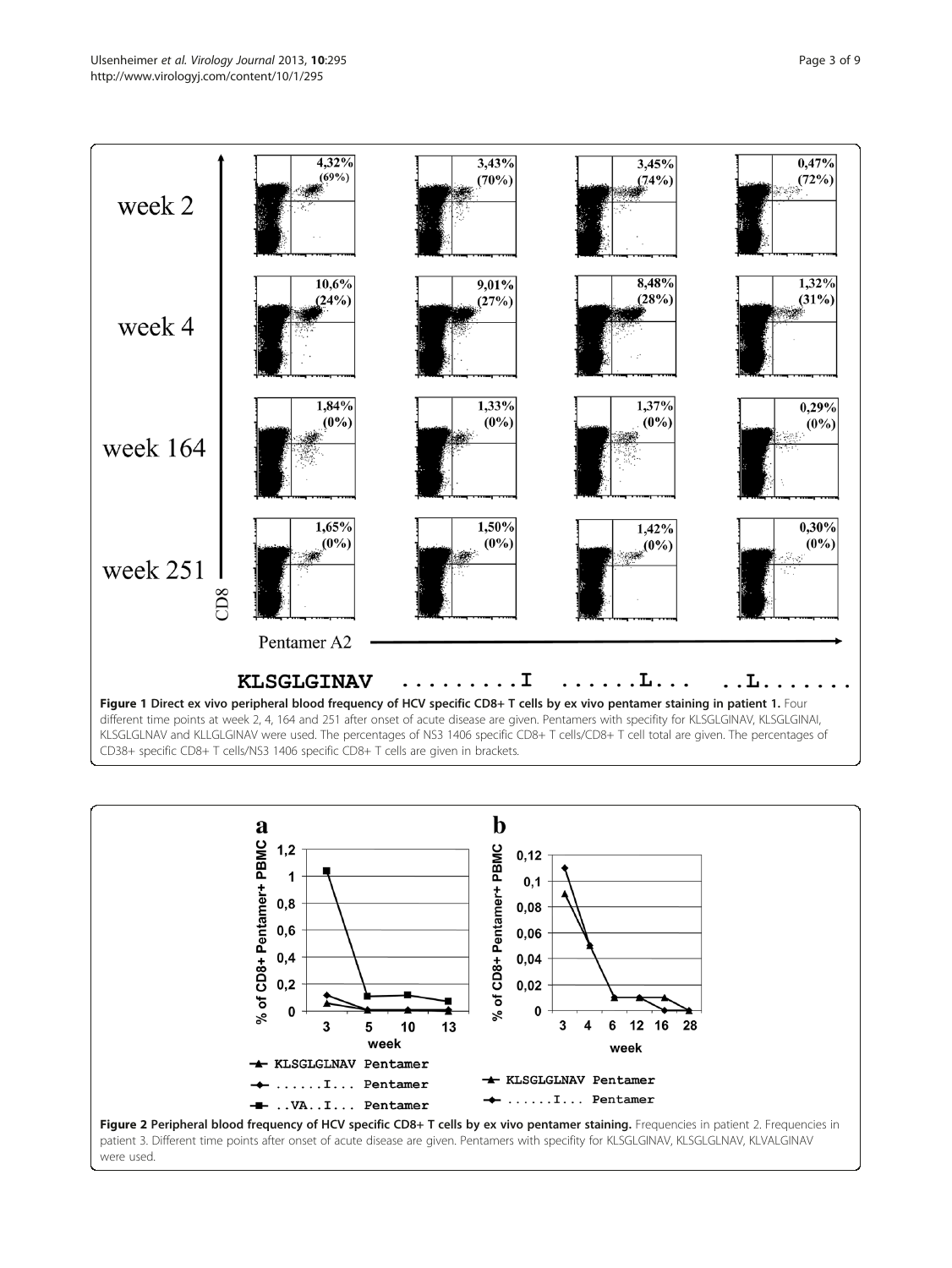**Figure 1 Direct ex vivo peripheral blood frequency of HCV specific CD8+ T cells by ex vivo pentamer staining in patient 1.** Four different time points at week 2, 4, 164 and 251 after onset of acute disease are given. Pentamers with specifity for KLSGLGINAV, KLSGLGINAI, KLSGLGLNAV and KLLGLGINAV were used. The percentages of NS3 1406 specific CD8+ T cells/CD8+ T cell total are given. The percentages of CD38+ specific CD8+ T cells/NS3 1406 specific CD8+ T cells are given in brackets.

**Figure 2 Peripheral blood frequency of HCV specific CD8+ T cells by ex vivo pentamer staining.** Frequencies in patient 2. Frequencies in patient 3. Different time points after onset of acute disease are given. Pentamers with specifity for KLSGLGINAV, KLSGLGLNAV, KLVALGINAV were used.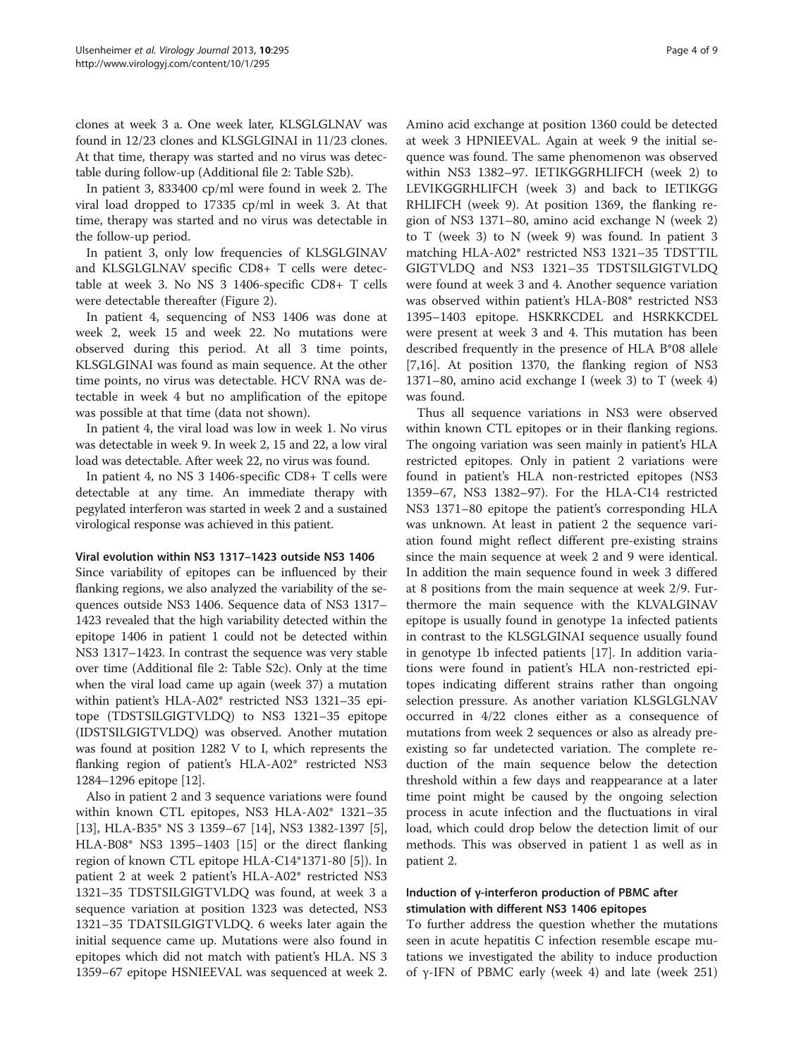clones at week 3 a. One week later, KLSGLGLNAV was found in 12/23 clones and KLSGLGINAI in 11/23 clones. At that time, therapy was started and no virus was detectable during follow-up (Additional file 2: Table S2b).

In patient 3, 833400 cp/ml were found in week 2. The viral load dropped to 17335 cp/ml in week 3. At that time, therapy was started and no virus was detectable in the follow-up period.

In patient 3, only low frequencies of KLSGLGINAV and KLSGLGLNAV specific CD8+ T cells were detectable at week 3. No NS 3 1406-specific CD8+ T cells were detectable thereafter (Figure 2).

In patient 4, sequencing of NS3 1406 was done at week 2, week 15 and week 22. No mutations were observed during this period. At all 3 time points, KLSGLGINAI was found as main sequence. At the other time points, no virus was detectable. HCV RNA was detectable in week 4 but no amplification of the epitope was possible at that time (data not shown).

In patient 4, the viral load was low in week 1. No virus was detectable in week 9. In week 2, 15 and 22, a low viral load was detectable. After week 22, no virus was found.

In patient 4, no NS 3 1406-specific CD8+ T cells were detectable at any time. An immediate therapy with pegylated interferon was started in week 2 and a sustained virological response was achieved in this patient.

### Viral evolution within NS3 1317–1423 outside NS3 1406

Since variability of epitopes can be influenced by their flanking regions, we also analyzed the variability of the sequences outside NS3 1406. Sequence data of NS3 1317–1423 revealed that the high variability detected within the epitope 1406 in patient 1 could not be detected within NS3 1317–1423. In contrast the sequence was very stable over time (Additional file 2: Table S2c). Only at the time when the viral load came up again (week 37) a mutation within patient's HLA-A02* restricted NS3 1321–35 epitope (TDSTSILGIGTVLDQ) to NS3 1321–35 epitope (IDSTSILGIGTVLDQ) was observed. Another mutation was found at position 1282 V to I, which represents the flanking region of patient's HLA-A02* restricted NS3 1284–1296 epitope [12].

Also in patient 2 and 3 sequence variations were found within known CTL epitopes, NS3 HLA-A02* 1321–35 [13], HLA-B35* NS 3 1359–67 [14], NS3 1382-1397 [5], HLA-B08* NS3 1395–1403 [15] or the direct flanking region of known CTL epitope HLA-C14*1371-80 [5]). In patient 2 at week 2 patient's HLA-A02* restricted NS3 1321–35 TDSTSILGIGTVLDQ was found, at week 3 a sequence variation at position 1323 was detected, NS3 1321–35 TDATSILGIGTVLDQ. 6 weeks later again the initial sequence came up. Mutations were also found in epitopes which did not match with patient's HLA. NS 3 1359–67 epitope HSNIEEVAL was sequenced at week 2. Amino acid exchange at position 1360 could be detected at week 3 HPNIEEVAL. Again at week 9 the initial sequence was found. The same phenomenon was observed within NS3 1382–97. IETIKGGRHLIFCH (week 2) to LEVIKGGRHLIFCH (week 3) and back to IETIKGG RHLIFCH (week 9). At position 1369, the flanking region of NS3 1371–80, amino acid exchange N (week 2) to T (week 3) to N (week 9) was found. In patient 3 matching HLA-A02* restricted NS3 1321–35 TDSTTIL GIGTVLDQ and NS3 1321–35 TDSTSILGIGTVLDQ were found at week 3 and 4. Another sequence variation was observed within patient's HLA-B08* restricted NS3 1395–1403 epitope. HSKRKCDEL and HSRKKCDEL were present at week 3 and 4. This mutation has been described frequently in the presence of HLA B*08 allele [7,16]. At position 1370, the flanking region of NS3 1371–80, amino acid exchange I (week 3) to T (week 4) was found.

Thus all sequence variations in NS3 were observed within known CTL epitopes or in their flanking regions. The ongoing variation was seen mainly in patient's HLA restricted epitopes. Only in patient 2 variations were found in patient's HLA non-restricted epitopes (NS3 1359–67, NS3 1382–97). For the HLA-C14 restricted NS3 1371–80 epitope the patient's corresponding HLA was unknown. At least in patient 2 the sequence variation found might reflect different pre-existing strains since the main sequence at week 2 and 9 were identical. In addition the main sequence found in week 3 differed at 8 positions from the main sequence at week 2/9. Furthermore the main sequence with the KLVALGINAV epitope is usually found in genotype 1a infected patients in contrast to the KLSGLGINAI sequence usually found in genotype 1b infected patients [17]. In addition variations were found in patient's HLA non-restricted epitopes indicating different strains rather than ongoing selection pressure. As another variation KLSGLGLNAV occurred in 4/22 clones either as a consequence of mutations from week 2 sequences or also as already preexisting so far undetected variation. The complete reduction of the main sequence below the detection threshold within a few days and reappearance at a later time point might be caused by the ongoing selection process in acute infection and the fluctuations in viral load, which could drop below the detection limit of our methods. This was observed in patient 1 as well as in patient 2.

### Induction of γ-interferon production of PBMC after stimulation with different NS3 1406 epitopes

To further address the question whether the mutations seen in acute hepatitis C infection resemble escape mutations we investigated the ability to induce production of γ-IFN of PBMC early (week 4) and late (week 251)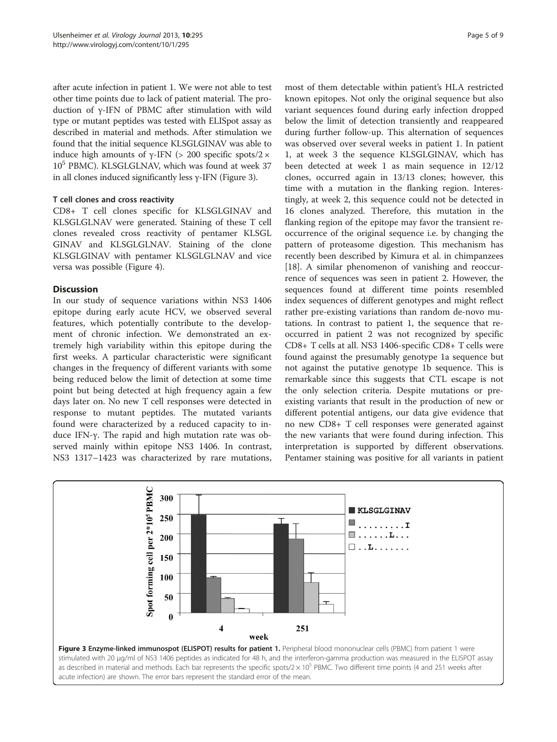after acute infection in patient 1. We were not able to test other time points due to lack of patient material. The production of γ-IFN of PBMC after stimulation with wild type or mutant peptides was tested with ELISpot assay as described in material and methods. After stimulation we found that the initial sequence KLSGLGINAV was able to induce high amounts of γ-IFN (> 200 specific spots/2 × $10^5$ PBMC). KLSGLGLNAV, which was found at week 37 in all clones induced significantly less γ-IFN (Figure 3).

### T cell clones and cross reactivity

CD8+ T cell clones specific for KLSGLGINAV and KLSGLGLNAV were generated. Staining of these T cell clones revealed cross reactivity of pentamer KLSGL GINAV and KLSGLGLNAV. Staining of the clone KLSGLGINAV with pentamer KLSGLGLNAV and vice versa was possible (Figure 4).

## Discussion

In our study of sequence variations within NS3 1406 epitope during early acute HCV, we observed several features, which potentially contribute to the development of chronic infection. We demonstrated an extremely high variability within this epitope during the first weeks. A particular characteristic were significant changes in the frequency of different variants with some being reduced below the limit of detection at some time point but being detected at high frequency again a few days later on. No new T cell responses were detected in response to mutant peptides. The mutated variants found were characterized by a reduced capacity to induce IFN-γ. The rapid and high mutation rate was observed mainly within epitope NS3 1406. In contrast, NS3 1317–1423 was characterized by rare mutations, most of them detectable within patient's HLA restricted known epitopes. Not only the original sequence but also variant sequences found during early infection dropped below the limit of detection transiently and reappeared during further follow-up. This alternation of sequences was observed over several weeks in patient 1. In patient 1, at week 3 the sequence KLSGLGINAV, which has been detected at week 1 as main sequence in 12/12 clones, occurred again in 13/13 clones; however, this time with a mutation in the flanking region. Interestingly, at week 2, this sequence could not be detected in 16 clones analyzed. Therefore, this mutation in the flanking region of the epitope may favor the transient reoccurrence of the original sequence i.e. by changing the pattern of proteasome digestion. This mechanism has recently been described by Kimura et al. in chimpanzees [18]. A similar phenomenon of vanishing and reoccurrence of sequences was seen in patient 2. However, the sequences found at different time points resembled index sequences of different genotypes and might reflect rather pre-existing variations than random de-novo mutations. In contrast to patient 1, the sequence that reoccurred in patient 2 was not recognized by specific CD8+ T cells at all. NS3 1406-specific CD8+ T cells were found against the presumably genotype 1a sequence but not against the putative genotype 1b sequence. This is remarkable since this suggests that CTL escape is not the only selection criteria. Despite mutations or preexisting variants that result in the production of new or different potential antigens, our data give evidence that no new CD8+ T cell responses were generated against the new variants that were found during infection. This interpretation is supported by different observations. Pentamer staining was positive for all variants in patient

**Figure 3 Enzyme-linked immunospot (ELISPOT) results for patient 1.** Peripheral blood mononuclear cells (PBMC) from patient 1 were stimulated with 20 μg/ml of NS3 1406 peptides as indicated for 48 h, and the interferon-gamma production was measured in the ELISPOT assay as described in material and methods. Each bar represents the specific spots/2 × $10^5$ PBMC. Two different time points (4 and 251 weeks after acute infection) are shown. The error bars represent the standard error of the mean.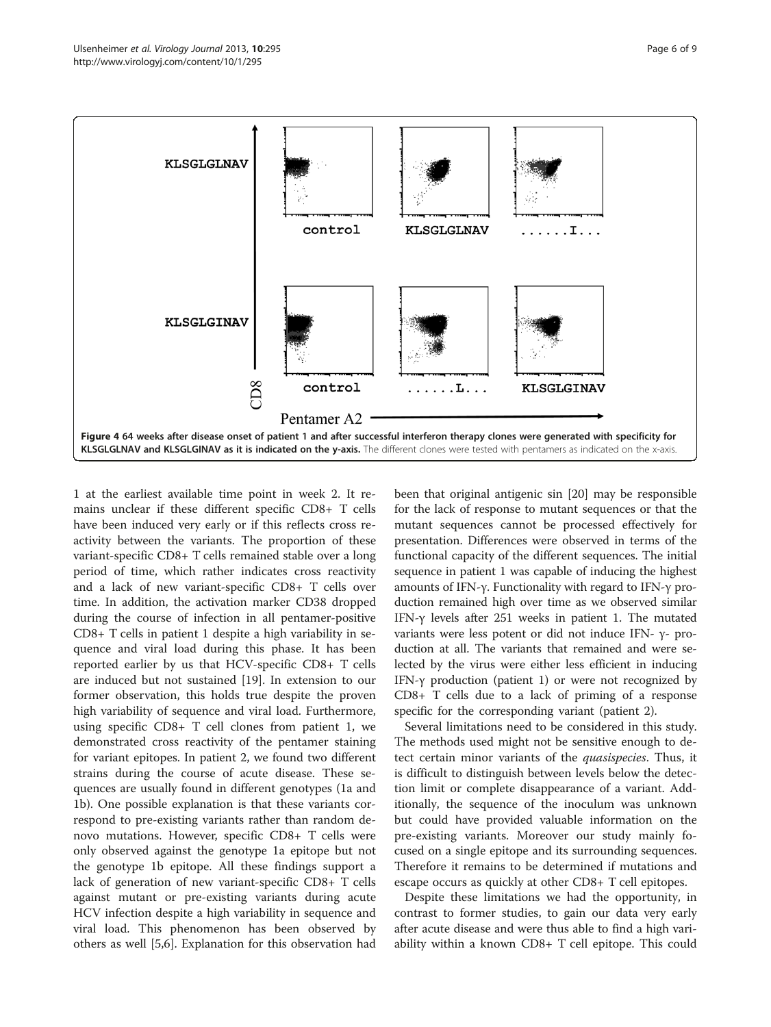**Figure 4 64 weeks after disease onset of patient 1 and after successful interferon therapy clones were generated with specificity for KLSGLGLNAV and KLSGLGINAV as it is indicated on the y-axis.** The different clones were tested with pentamers as indicated on the x-axis.

1 at the earliest available time point in week 2. It remains unclear if these different specific CD8+ T cells have been induced very early or if this reflects cross reactivity between the variants. The proportion of these variant-specific CD8+ T cells remained stable over a long period of time, which rather indicates cross reactivity and a lack of new variant-specific CD8+ T cells over time. In addition, the activation marker CD38 dropped during the course of infection in all pentamer-positive CD8+ T cells in patient 1 despite a high variability in sequence and viral load during this phase. It has been reported earlier by us that HCV-specific CD8+ T cells are induced but not sustained [19]. In extension to our former observation, this holds true despite the proven high variability of sequence and viral load. Furthermore, using specific CD8+ T cell clones from patient 1, we demonstrated cross reactivity of the pentamer staining for variant epitopes. In patient 2, we found two different strains during the course of acute disease. These sequences are usually found in different genotypes (1a and 1b). One possible explanation is that these variants correspond to pre-existing variants rather than random de-novo mutations. However, specific CD8+ T cells were only observed against the genotype 1a epitope but not the genotype 1b epitope. All these findings support a lack of generation of new variant-specific CD8+ T cells against mutant or pre-existing variants during acute HCV infection despite a high variability in sequence and viral load. This phenomenon has been observed by others as well [5,6]. Explanation for this observation had been that original antigenic sin [20] may be responsible for the lack of response to mutant sequences or that the mutant sequences cannot be processed effectively for presentation. Differences were observed in terms of the functional capacity of the different sequences. The initial sequence in patient 1 was capable of inducing the highest amounts of IFN-γ. Functionality with regard to IFN-γ production remained high over time as we observed similar IFN-γ levels after 251 weeks in patient 1. The mutated variants were less potent or did not induce IFN- γ- production at all. The variants that remained and were selected by the virus were either less efficient in inducing IFN-γ production (patient 1) or were not recognized by CD8+ T cells due to a lack of priming of a response specific for the corresponding variant (patient 2).

Several limitations need to be considered in this study. The methods used might not be sensitive enough to detect certain minor variants of the *quasispecies*. Thus, it is difficult to distinguish between levels below the detection limit or complete disappearance of a variant. Additionally, the sequence of the inoculum was unknown but could have provided valuable information on the pre-existing variants. Moreover our study mainly focused on a single epitope and its surrounding sequences. Therefore it remains to be determined if mutations and escape occurs as quickly at other CD8+ T cell epitopes.

Despite these limitations we had the opportunity, in contrast to former studies, to gain our data very early after acute disease and were thus able to find a high variability within a known CD8+ T cell epitope. This could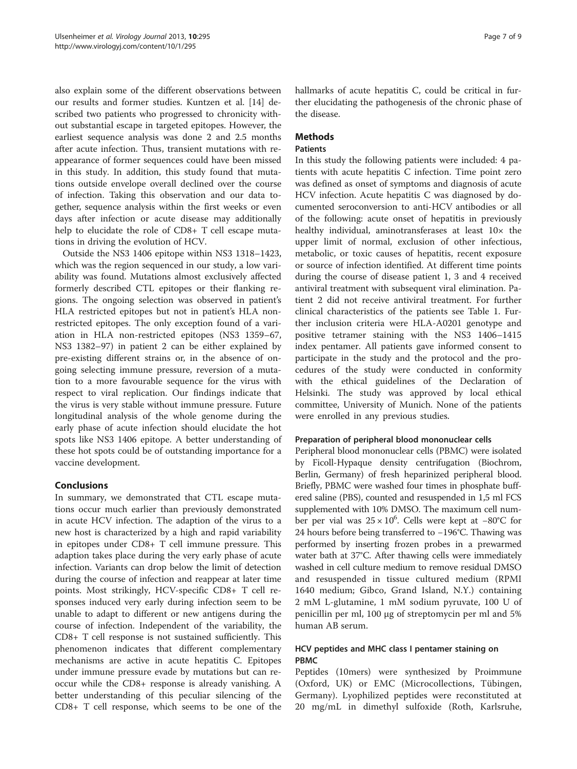also explain some of the different observations between our results and former studies. Kuntzen et al. [14] described two patients who progressed to chronicity without substantial escape in targeted epitopes. However, the earliest sequence analysis was done 2 and 2.5 months after acute infection. Thus, transient mutations with reappearance of former sequences could have been missed in this study. In addition, this study found that mutations outside envelope overall declined over the course of infection. Taking this observation and our data together, sequence analysis within the first weeks or even days after infection or acute disease may additionally help to elucidate the role of CD8+ T cell escape mutations in driving the evolution of HCV.

Outside the NS3 1406 epitope within NS3 1318–1423, which was the region sequenced in our study, a low variability was found. Mutations almost exclusively affected formerly described CTL epitopes or their flanking regions. The ongoing selection was observed in patient's HLA restricted epitopes but not in patient's HLA non-restricted epitopes. The only exception found of a variation in HLA non-restricted epitopes (NS3 1359–67, NS3 1382–97) in patient 2 can be either explained by pre-existing different strains or, in the absence of ongoing selecting immune pressure, reversion of a mutation to a more favourable sequence for the virus with respect to viral replication. Our findings indicate that the virus is very stable without immune pressure. Future longitudinal analysis of the whole genome during the early phase of acute infection should elucidate the hot spots like NS3 1406 epitope. A better understanding of these hot spots could be of outstanding importance for a vaccine development.

## Conclusions

In summary, we demonstrated that CTL escape mutations occur much earlier than previously demonstrated in acute HCV infection. The adaption of the virus to a new host is characterized by a high and rapid variability in epitopes under CD8+ T cell immune pressure. This adaption takes place during the very early phase of acute infection. Variants can drop below the limit of detection during the course of infection and reappear at later time points. Most strikingly, HCV-specific CD8+ T cell responses induced very early during infection seem to be unable to adapt to different or new antigens during the course of infection. Independent of the variability, the CD8+ T cell response is not sustained sufficiently. This phenomenon indicates that different complementary mechanisms are active in acute hepatitis C. Epitopes under immune pressure evade by mutations but can reoccur while the CD8+ response is already vanishing. A better understanding of this peculiar silencing of the CD8+ T cell response, which seems to be one of the hallmarks of acute hepatitis C, could be critical in further elucidating the pathogenesis of the chronic phase of the disease.

## Methods

### Patients

In this study the following patients were included: 4 patients with acute hepatitis C infection. Time point zero was defined as onset of symptoms and diagnosis of acute HCV infection. Acute hepatitis C was diagnosed by documented seroconversion to anti-HCV antibodies or all of the following: acute onset of hepatitis in previously healthy individual, aminotransferases at least 10× the upper limit of normal, exclusion of other infectious, metabolic, or toxic causes of hepatitis, recent exposure or source of infection identified. At different time points during the course of disease patient 1, 3 and 4 received antiviral treatment with subsequent viral elimination. Patient 2 did not receive antiviral treatment. For further clinical characteristics of the patients see Table 1. Further inclusion criteria were HLA-A0201 genotype and positive tetramer staining with the NS3 1406–1415 index pentamer. All patients gave informed consent to participate in the study and the protocol and the procedures of the study were conducted in conformity with the ethical guidelines of the Declaration of Helsinki. The study was approved by local ethical committee, University of Munich. None of the patients were enrolled in any previous studies.

### Preparation of peripheral blood mononuclear cells

Peripheral blood mononuclear cells (PBMC) were isolated by Ficoll-Hypaque density centrifugation (Biochrom, Berlin, Germany) of fresh heparinized peripheral blood. Briefly, PBMC were washed four times in phosphate buffered saline (PBS), counted and resuspended in 1,5 ml FCS supplemented with 10% DMSO. The maximum cell number per vial was $25 \times 10^6$. Cells were kept at −80°C for 24 hours before being transferred to −196°C. Thawing was performed by inserting frozen probes in a prewarmed water bath at 37°C. After thawing cells were immediately washed in cell culture medium to remove residual DMSO and resuspended in tissue cultured medium (RPMI 1640 medium; Gibco, Grand Island, N.Y.) containing 2 mM L-glutamine, 1 mM sodium pyruvate, 100 U of penicillin per ml, 100 μg of streptomycin per ml and 5% human AB serum.

### HCV peptides and MHC class I pentamer staining on PBMC

Peptides (10mers) were synthesized by Proimmune (Oxford, UK) or EMC (Microcollections, Tübingen, Germany). Lyophilized peptides were reconstituted at 20 mg/mL in dimethyl sulfoxide (Roth, Karlsruhe,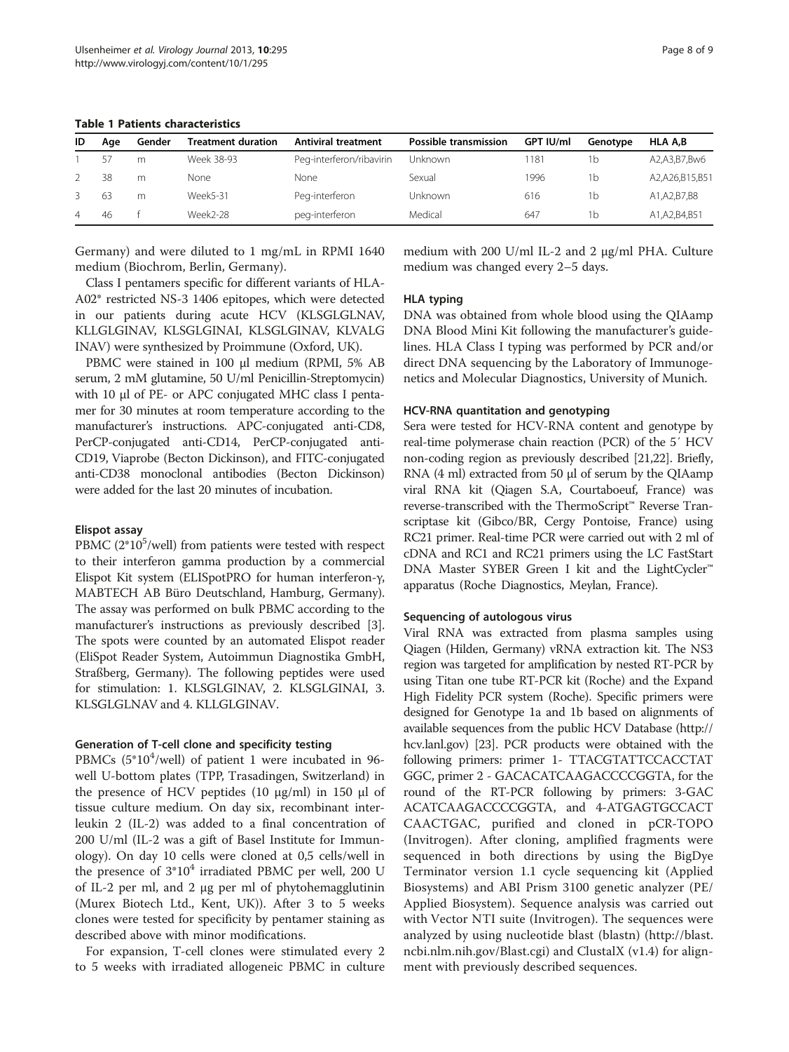**Table 1 Patients characteristics**

| ID | Age | Gender | Treatment duration | Antiviral treatment | Possible transmission | GPT IU/ml | Genotype | HLA A,B |
|---|---|---|---|---|---|---|---|---|
| 1 | 57 | m | Week 38-93 | Peg-interferon/ribavirin | Unknown | 1181 | 1b | A2,A3,B7,Bw6 |
| 2 | 38 | m | None | None | Sexual | 1996 | 1b | A2,A26,B15,B51 |
| 3 | 63 | m | Week5-31 | Peg-interferon | Unknown | 616 | 1b | A1,A2,B7,B8 |
| 4 | 46 | f | Week2-28 | peg-interferon | Medical | 647 | 1b | A1,A2,B4,B51 |

Germany) and were diluted to 1 mg/mL in RPMI 1640 medium (Biochrom, Berlin, Germany).

Class I pentamers specific for different variants of HLA-A02* restricted NS-3 1406 epitopes, which were detected in our patients during acute HCV (KLSGLGLNAV, KLLGLGINAV, KLSGLGINAI, KLSGLGINAV, KLVALGINAV) were synthesized by Proimmune (Oxford, UK).

PBMC were stained in 100 μl medium (RPMI, 5% AB serum, 2 mM glutamine, 50 U/ml Penicillin-Streptomycin) with 10 μl of PE- or APC conjugated MHC class I pentamer for 30 minutes at room temperature according to the manufacturer's instructions. APC-conjugated anti-CD8, PerCP-conjugated anti-CD14, PerCP-conjugated anti-CD19, Viaprobe (Becton Dickinson), and FITC-conjugated anti-CD38 monoclonal antibodies (Becton Dickinson) were added for the last 20 minutes of incubation.

#### Elispot assay

PBMC ($2*10^5$/well) from patients were tested with respect to their interferon gamma production by a commercial Elispot Kit system (ELISpotPRO for human interferon-γ, MABTECH AB Büro Deutschland, Hamburg, Germany). The assay was performed on bulk PBMC according to the manufacturer's instructions as previously described [3]. The spots were counted by an automated Elispot reader (EliSpot Reader System, Autoimmun Diagnostika GmbH, Straßberg, Germany). The following peptides were used for stimulation: 1. KLSGLGINAV, 2. KLSGLGINAI, 3. KLSGLGLNAV and 4. KLLGLGINAV.

#### Generation of T-cell clone and specificity testing

PBMCs ($5*10^4$/well) of patient 1 were incubated in 96-well U-bottom plates (TPP, Trasadingen, Switzerland) in the presence of HCV peptides (10 μg/ml) in 150 μl of tissue culture medium. On day six, recombinant interleukin 2 (IL-2) was added to a final concentration of 200 U/ml (IL-2 was a gift of Basel Institute for Immunology). On day 10 cells were cloned at 0,5 cells/well in the presence of $3*10^4$ irradiated PBMC per well, 200 U of IL-2 per ml, and 2 μg per ml of phytohemagglutinin (Murex Biotech Ltd., Kent, UK)). After 3 to 5 weeks clones were tested for specificity by pentamer staining as described above with minor modifications.

For expansion, T-cell clones were stimulated every 2 to 5 weeks with irradiated allogeneic PBMC in culture medium with 200 U/ml IL-2 and 2 μg/ml PHA. Culture medium was changed every 2–5 days.

#### HLA typing

DNA was obtained from whole blood using the QIAamp DNA Blood Mini Kit following the manufacturer's guidelines. HLA Class I typing was performed by PCR and/or direct DNA sequencing by the Laboratory of Immunogenetics and Molecular Diagnostics, University of Munich.

#### HCV-RNA quantitation and genotyping

Sera were tested for HCV-RNA content and genotype by real-time polymerase chain reaction (PCR) of the 5′ HCV non-coding region as previously described [21,22]. Briefly, RNA (4 ml) extracted from 50 μl of serum by the QIAamp viral RNA kit (Qiagen S.A, Courtaboeuf, France) was reverse-transcribed with the ThermoScript™ Reverse Transcriptase kit (Gibco/BR, Cergy Pontoise, France) using RC21 primer. Real-time PCR were carried out with 2 ml of cDNA and RC1 and RC21 primers using the LC FastStart DNA Master SYBER Green I kit and the LightCycler™ apparatus (Roche Diagnostics, Meylan, France).

#### Sequencing of autologous virus

Viral RNA was extracted from plasma samples using Qiagen (Hilden, Germany) vRNA extraction kit. The NS3 region was targeted for amplification by nested RT-PCR by using Titan one tube RT-PCR kit (Roche) and the Expand High Fidelity PCR system (Roche). Specific primers were designed for Genotype 1a and 1b based on alignments of available sequences from the public HCV Database (http://hcv.lanl.gov) [23]. PCR products were obtained with the following primers: primer 1- TTACGTATTCCACCTATGGC, primer 2 - GACACATCAAGACCCCGGTA, for the round of the RT-PCR following by primers: 3-GACACATCAAGACCCCGGTA, and 4-ATGAGTGCCACTCAACTGAC, purified and cloned in pCR-TOPO (Invitrogen). After cloning, amplified fragments were sequenced in both directions by using the BigDye Terminator version 1.1 cycle sequencing kit (Applied Biosystems) and ABI Prism 3100 genetic analyzer (PE/Applied Biosystem). Sequence analysis was carried out with Vector NTI suite (Invitrogen). The sequences were analyzed by using nucleotide blast (blastn) (http://blast.ncbi.nlm.nih.gov/Blast.cgi) and ClustalX (v1.4) for alignment with previously described sequences.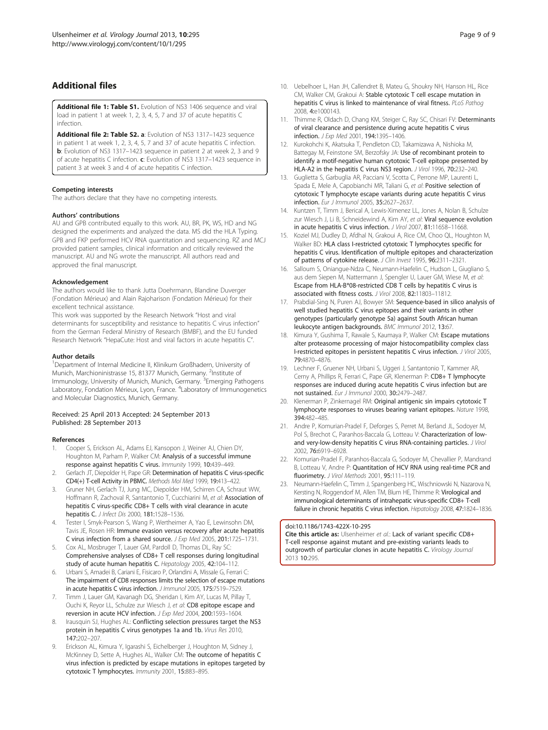## Additional files

**Additional file 1: Table S1.** Evolution of NS3 1406 sequence and viral load in patient 1 at week 1, 2, 3, 4, 5, 7 and 37 of acute hepatitis C infection.

**Additional file 2: Table S2. a**: Evolution of NS3 1317–1423 sequence in patient 1 at week 1, 2, 3, 4, 5, 7 and 37 of acute hepatitis C infection. **b**: Evolution of NS3 1317–1423 sequence in patient 2 at week 2, 3 and 9 of acute hepatitis C infection. **c**: Evolution of NS3 1317–1423 sequence in patient 3 at week 3 and 4 of acute hepatitis C infection.

#### Competing interests

The authors declare that they have no competing interests.

#### Authors' contributions

AU and GPB contributed equally to this work. AU, BR, PK, WS, HD and NG designed the experiments and analyzed the data. MS did the HLA Typing. GPB and FKP performed HCV RNA quantitation and sequencing. RZ and MCJ provided patient samples, clinical information and critically reviewed the manuscript. AU and NG wrote the manuscript. All authors read and approved the final manuscript.

#### Acknowledgement

The authors would like to thank Jutta Doehrmann, Blandine Duverger (Fondation Mérieux) and Alain Rajoharison (Fondation Mérieux) for their excellent technical assistance.

This work was supported by the Research Network "Host and viral determinants for susceptibility and resistance to hepatitis C virus infection" from the German Federal Ministry of Research (BMBF), and the EU funded Research Network "HepaCute: Host and viral factors in acute hepatitis C".

#### Author details

[1]Department of Internal Medicine II, Klinikum Großhadern, University of Munich, Marchioninistrasse 15, 81377 Munich, Germany. [2]Institute of Immunology, University of Munich, Munich, Germany. [3]Emerging Pathogens Laboratory, Fondation Mérieux, Lyon, France. [4]Laboratory of Immunogenetics and Molecular Diagnostics, Munich, Germany.

Received: 25 April 2013 Accepted: 24 September 2013
Published: 28 September 2013

#### References

1. Cooper S, Erickson AL, Adams EJ, Kansopon J, Weiner AJ, Chien DY, Houghton M, Parham P, Walker CM: **Analysis of a successful immune response against hepatitis C virus.** *Immunity* 1999, **10:**439–449.
2. Gerlach JT, Diepolder H, Pape GR: **Determination of hepatitis C virus-specific CD4(+) T-cell Activity in PBMC.** *Methods Mol Med* 1999, **19:**413–422.
3. Gruner NH, Gerlach TJ, Jung MC, Diepolder HM, Schirren CA, Schraut WW, Hoffmann R, Zachoval R, Santantonio T, Cucchiarini M, *et al*: **Association of hepatitis C virus-specific CD8+ T cells with viral clearance in acute hepatitis C.** *J Infect Dis* 2000, **181:**1528–1536.
4. Tester I, Smyk-Pearson S, Wang P, Wertheimer A, Yao E, Lewinsohn DM, Tavis JE, Rosen HR: **Immune evasion versus recovery after acute hepatitis C virus infection from a shared source.** *J Exp Med* 2005, **201:**1725–1731.
5. Cox AL, Mosbruger T, Lauer GM, Pardoll D, Thomas DL, Ray SC: **Comprehensive analyses of CD8+ T cell responses during longitudinal study of acute human hepatitis C.** *Hepatology* 2005, **42:**104–112.
6. Urbani S, Amadei B, Cariani E, Fisicaro P, Orlandini A, Missale G, Ferrari C: **The impairment of CD8 responses limits the selection of escape mutations in acute hepatitis C virus infection.** *J Immunol* 2005, **175:**7519–7529.
7. Timm J, Lauer GM, Kavanagh DG, Sheridan I, Kim AY, Lucas M, Pillay T, Ouchi K, Reyor LL, Schulze zur Wiesch J, *et al*: **CD8 epitope escape and reversion in acute HCV infection.** *J Exp Med* 2004, **200:**1593–1604.
8. Irausquin SJ, Hughes AL: **Conflicting selection pressures target the NS3 protein in hepatitis C virus genotypes 1a and 1b.** *Virus Res* 2010, **147:**202–207.
9. Erickson AL, Kimura Y, Igarashi S, Eichelberger J, Houghton M, Sidney J, McKinney D, Sette A, Hughes AL, Walker CM: **The outcome of hepatitis C virus infection is predicted by escape mutations in epitopes targeted by cytotoxic T lymphocytes.** *Immunity* 2001, **15:**883–895.
10. Uebelhoer L, Han JH, Callendret B, Mateu G, Shoukry NH, Hanson HL, Rice CM, Walker CM, Grakoui A: **Stable cytotoxic T cell escape mutation in hepatitis C virus is linked to maintenance of viral fitness.** *PLoS Pathog* 2008, **4:**e1000143.
11. Thimme R, Oldach D, Chang KM, Steiger C, Ray SC, Chisari FV: **Determinants of viral clearance and persistence during acute hepatitis C virus infection.** *J Exp Med* 2001, **194:**1395–1406.
12. Kurokohchi K, Akatsuka T, Pendleton CD, Takamizawa A, Nishioka M, Battegay M, Feinstone SM, Berzofsky JA: **Use of recombinant protein to identify a motif-negative human cytotoxic T-cell epitope presented by HLA-A2 in the hepatitis C virus NS3 region.** *J Virol* 1996, **70:**232–240.
13. Guglietta S, Garbuglia AR, Pacciani V, Scotta C, Perrone MP, Laurenti L, Spada E, Mele A, Capobianchi MR, Taliani G, *et al*: **Positive selection of cytotoxic T lymphocyte escape variants during acute hepatitis C virus infection.** *Eur J Immunol* 2005, **35:**2627–2637.
14. Kuntzen T, Timm J, Berical A, Lewis-Ximenez LL, Jones A, Nolan B, Schulze zur Wiesch J, Li B, Schneidewind A, Kim AY, *et al*: **Viral sequence evolution in acute hepatitis C virus infection.** *J Virol* 2007, **81:**11658–11668.
15. Koziel MJ, Dudley D, Afdhal N, Grakoui A, Rice CM, Choo QL, Houghton M, Walker BD: **HLA class I-restricted cytotoxic T lymphocytes specific for hepatitis C virus. Identification of multiple epitopes and characterization of patterns of cytokine release.** *J Clin Invest* 1995, **96:**2311–2321.
16. Salloum S, Oniangue-Ndza C, Neumann-Haefelin C, Hudson L, Giugliano S, aus dem Siepen M, Nattermann J, Spengler U, Lauer GM, Wiese M, *et al*: **Escape from HLA-B*08-restricted CD8 T cells by hepatitis C virus is associated with fitness costs.** *J Virol* 2008, **82:**11803–11812.
17. Prabdial-Sing N, Puren AJ, Bowyer SM: **Sequence-based in silico analysis of well studied hepatitis C virus epitopes and their variants in other genotypes (particularly genotype 5a) against South African human leukocyte antigen backgrounds.** *BMC Immunol* 2012, **13:**67.
18. Kimura Y, Gushima T, Rawale S, Kaumaya P, Walker CM: **Escape mutations alter proteasome processing of major histocompatibility complex class I-restricted epitopes in persistent hepatitis C virus infection.** *J Virol* 2005, **79:**4870–4876.
19. Lechner F, Gruener NH, Urbani S, Uggeri J, Santantonio T, Kammer AR, Cerny A, Phillips R, Ferrari C, Pape GR, Klenerman P: **CD8+ T lymphocyte responses are induced during acute hepatitis C virus infection but are not sustained.** *Eur J Immunol* 2000, **30:**2479–2487.
20. Klenerman P, Zinkernagel RM: **Original antigenic sin impairs cytotoxic T lymphocyte responses to viruses bearing variant epitopes.** *Nature* 1998, **394:**482–485.
21. Andre P, Komurian-Pradel F, Deforges S, Perret M, Berland JL, Sodoyer M, Pol S, Brechot C, Paranhos-Baccala G, Lotteau V: **Characterization of low- and very-low-density hepatitis C virus RNA-containing particles.** *J Virol* 2002, **76:**6919–6928.
22. Komurian-Pradel F, Paranhos-Baccala G, Sodoyer M, Chevallier P, Mandrand B, Lotteau V, Andre P: **Quantitation of HCV RNA using real-time PCR and fluorimetry.** *J Virol Methods* 2001, **95:**111–119.
23. Neumann-Haefelin C, Timm J, Spangenberg HC, Wischniowski N, Nazarova N, Kersting N, Roggendorf M, Allen TM, Blum HE, Thimme R: **Virological and immunological determinants of intrahepatic virus-specific CD8+ T-cell failure in chronic hepatitis C virus infection.** *Hepatology* 2008, **47:**1824–1836.

doi:10.1186/1743-422X-10-295

**Cite this article as:** Ulsenheimer *et al.*: Lack of variant specific CD8+ T-cell response against mutant and pre-existing variants leads to outgrowth of particular clones in acute hepatitis C. *Virology Journal* 2013 **10**:295.